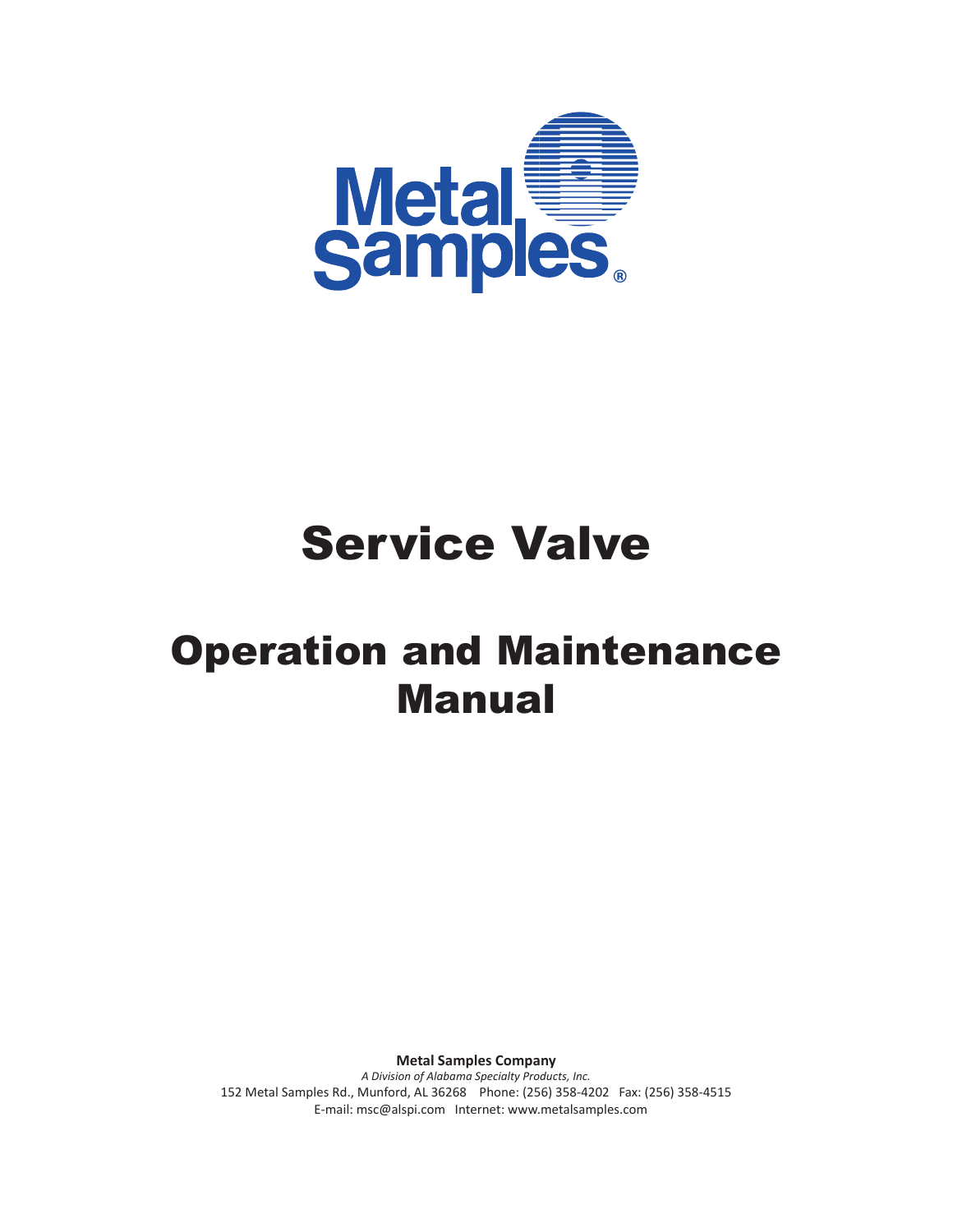Metal Samples®

# Service Valve

## Operation and Maintenance Manual

**Metal Samples Company**
*A Division of Alabama Specialty Products, Inc.*
152 Metal Samples Rd., Munford, AL 36268 Phone: (256) 358-4202 Fax: (256) 358-4515
E-mail: msc@alspi.com Internet: www.metalsamples.com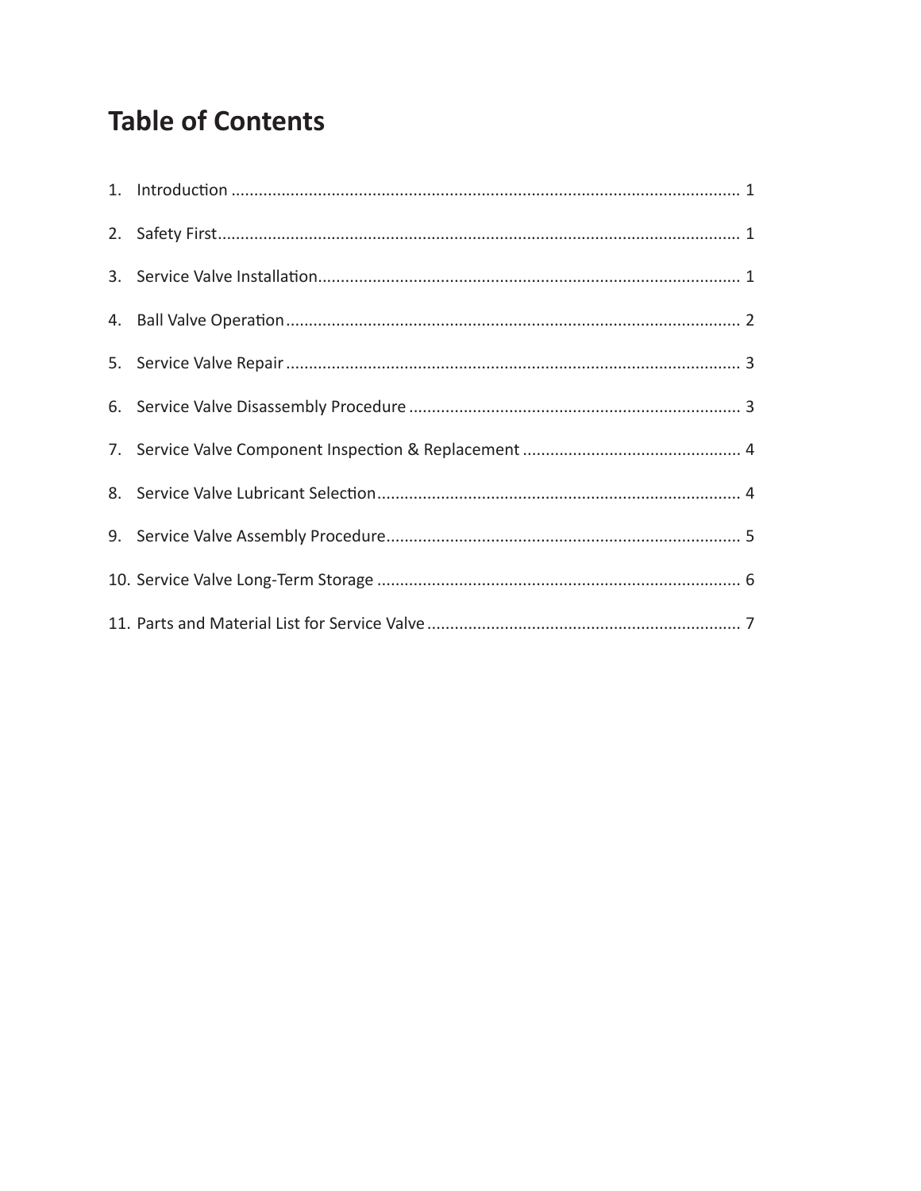# Table of Contents

1. Introduction ............................................................................................................... 1
2. Safety First.................................................................................................................. 1
3. Service Valve Installation............................................................................................ 1
4. Ball Valve Operation................................................................................................... 2
5. Service Valve Repair ................................................................................................... 3
6. Service Valve Disassembly Procedure ......................................................................... 3
7. Service Valve Component Inspection & Replacement ................................................ 4
8. Service Valve Lubricant Selection................................................................................ 4
9. Service Valve Assembly Procedure.............................................................................. 5
10. Service Valve Long-Term Storage ............................................................................... 6
11. Parts and Material List for Service Valve .................................................................... 7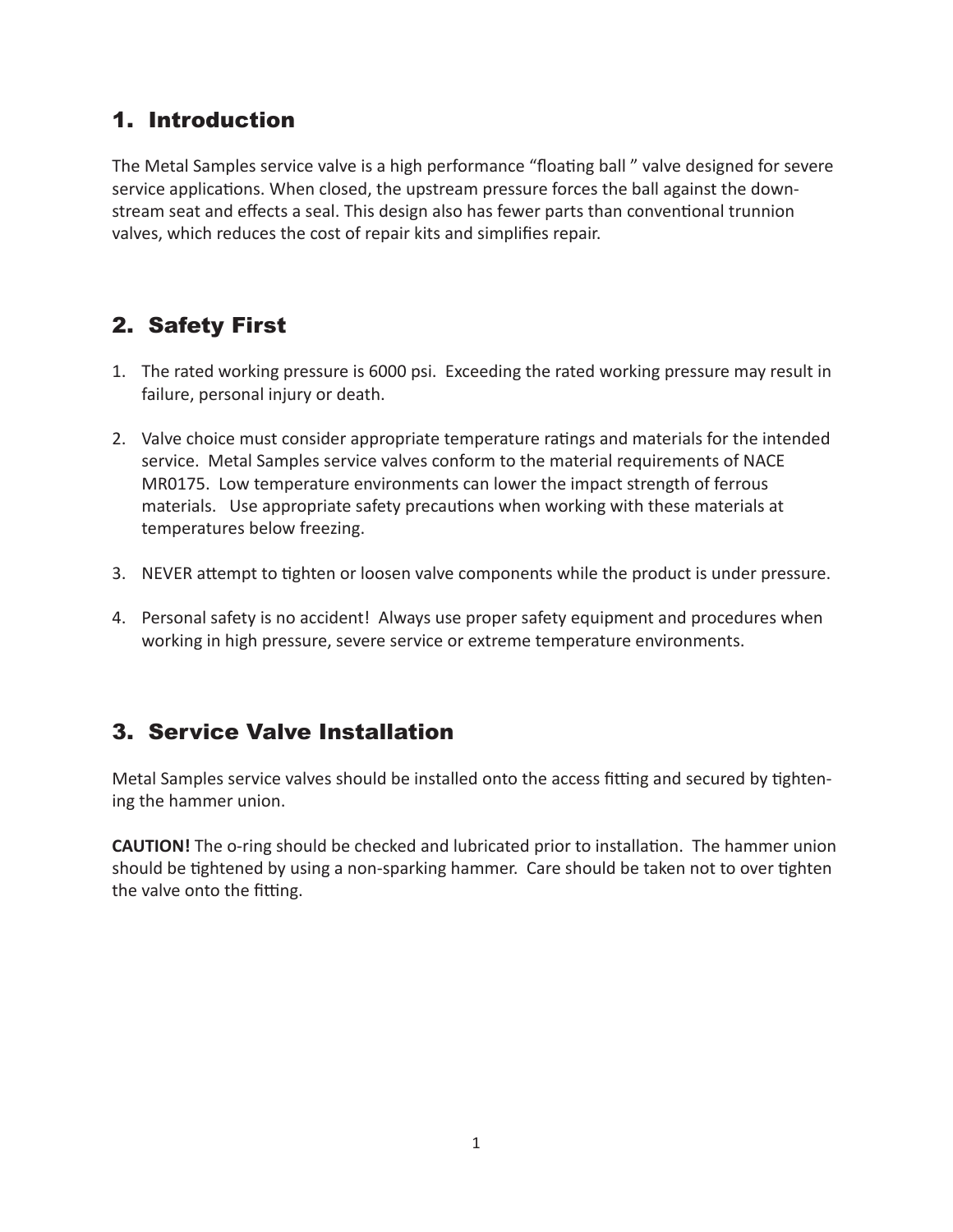## 1. Introduction

The Metal Samples service valve is a high performance "floating ball " valve designed for severe service applications. When closed, the upstream pressure forces the ball against the downstream seat and effects a seal. This design also has fewer parts than conventional trunnion valves, which reduces the cost of repair kits and simplifies repair.

## 2. Safety First

1. The rated working pressure is 6000 psi. Exceeding the rated working pressure may result in failure, personal injury or death.

2. Valve choice must consider appropriate temperature ratings and materials for the intended service. Metal Samples service valves conform to the material requirements of NACE MR0175. Low temperature environments can lower the impact strength of ferrous materials. Use appropriate safety precautions when working with these materials at temperatures below freezing.

3. NEVER attempt to tighten or loosen valve components while the product is under pressure.

4. Personal safety is no accident! Always use proper safety equipment and procedures when working in high pressure, severe service or extreme temperature environments.

## 3. Service Valve Installation

Metal Samples service valves should be installed onto the access fitting and secured by tightening the hammer union.

**CAUTION!** The o-ring should be checked and lubricated prior to installation. The hammer union should be tightened by using a non-sparking hammer. Care should be taken not to over tighten the valve onto the fitting.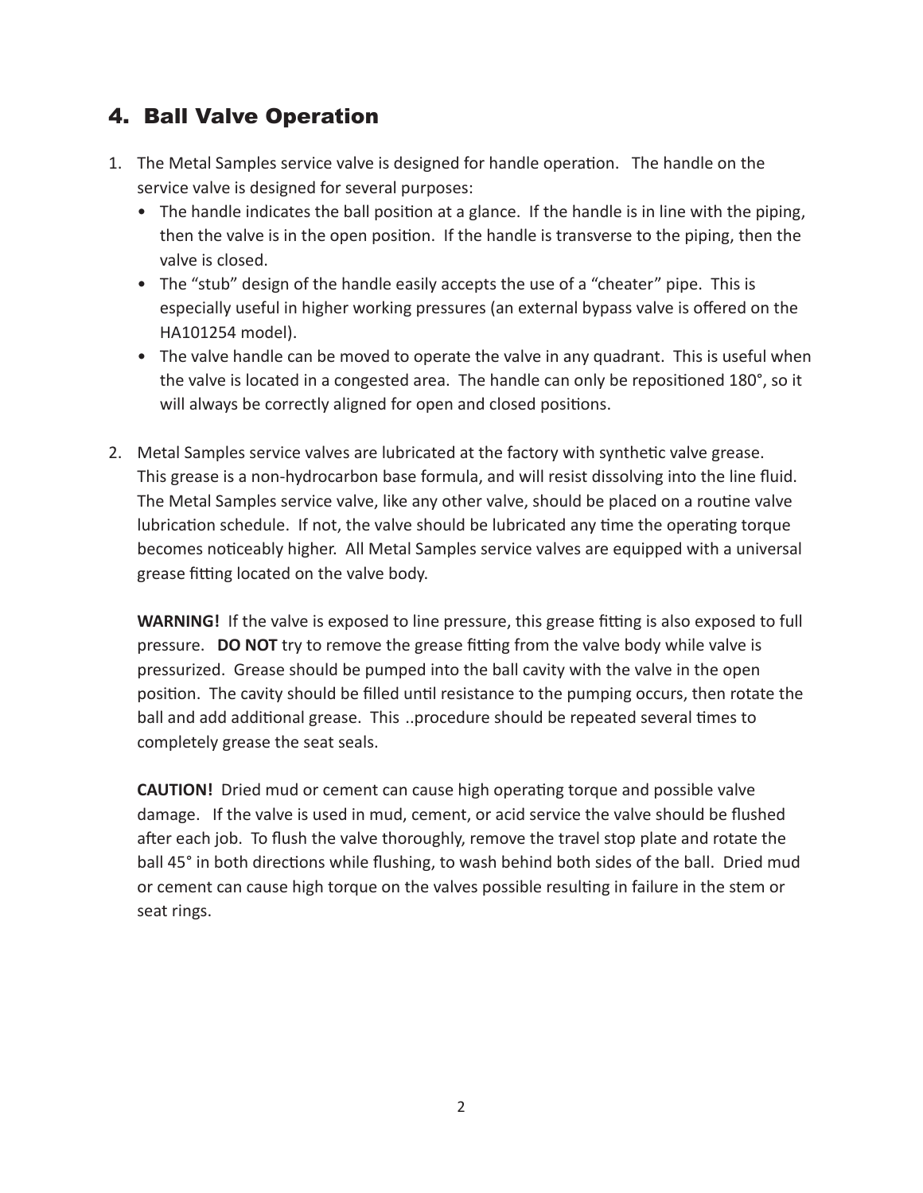## 4. Ball Valve Operation

1. The Metal Samples service valve is designed for handle operation. The handle on the service valve is designed for several purposes:
   - The handle indicates the ball position at a glance. If the handle is in line with the piping, then the valve is in the open position. If the handle is transverse to the piping, then the valve is closed.
   - The "stub" design of the handle easily accepts the use of a "cheater" pipe. This is especially useful in higher working pressures (an external bypass valve is offered on the HA101254 model).
   - The valve handle can be moved to operate the valve in any quadrant. This is useful when the valve is located in a congested area. The handle can only be repositioned 180°, so it will always be correctly aligned for open and closed positions.

2. Metal Samples service valves are lubricated at the factory with synthetic valve grease. This grease is a non-hydrocarbon base formula, and will resist dissolving into the line fluid. The Metal Samples service valve, like any other valve, should be placed on a routine valve lubrication schedule. If not, the valve should be lubricated any time the operating torque becomes noticeably higher. All Metal Samples service valves are equipped with a universal grease fitting located on the valve body.

   **WARNING!** If the valve is exposed to line pressure, this grease fitting is also exposed to full pressure. **DO NOT** try to remove the grease fitting from the valve body while valve is pressurized. Grease should be pumped into the ball cavity with the valve in the open position. The cavity should be filled until resistance to the pumping occurs, then rotate the ball and add additional grease. This ..procedure should be repeated several times to completely grease the seat seals.

   **CAUTION!** Dried mud or cement can cause high operating torque and possible valve damage. If the valve is used in mud, cement, or acid service the valve should be flushed after each job. To flush the valve thoroughly, remove the travel stop plate and rotate the ball 45° in both directions while flushing, to wash behind both sides of the ball. Dried mud or cement can cause high torque on the valves possible resulting in failure in the stem or seat rings.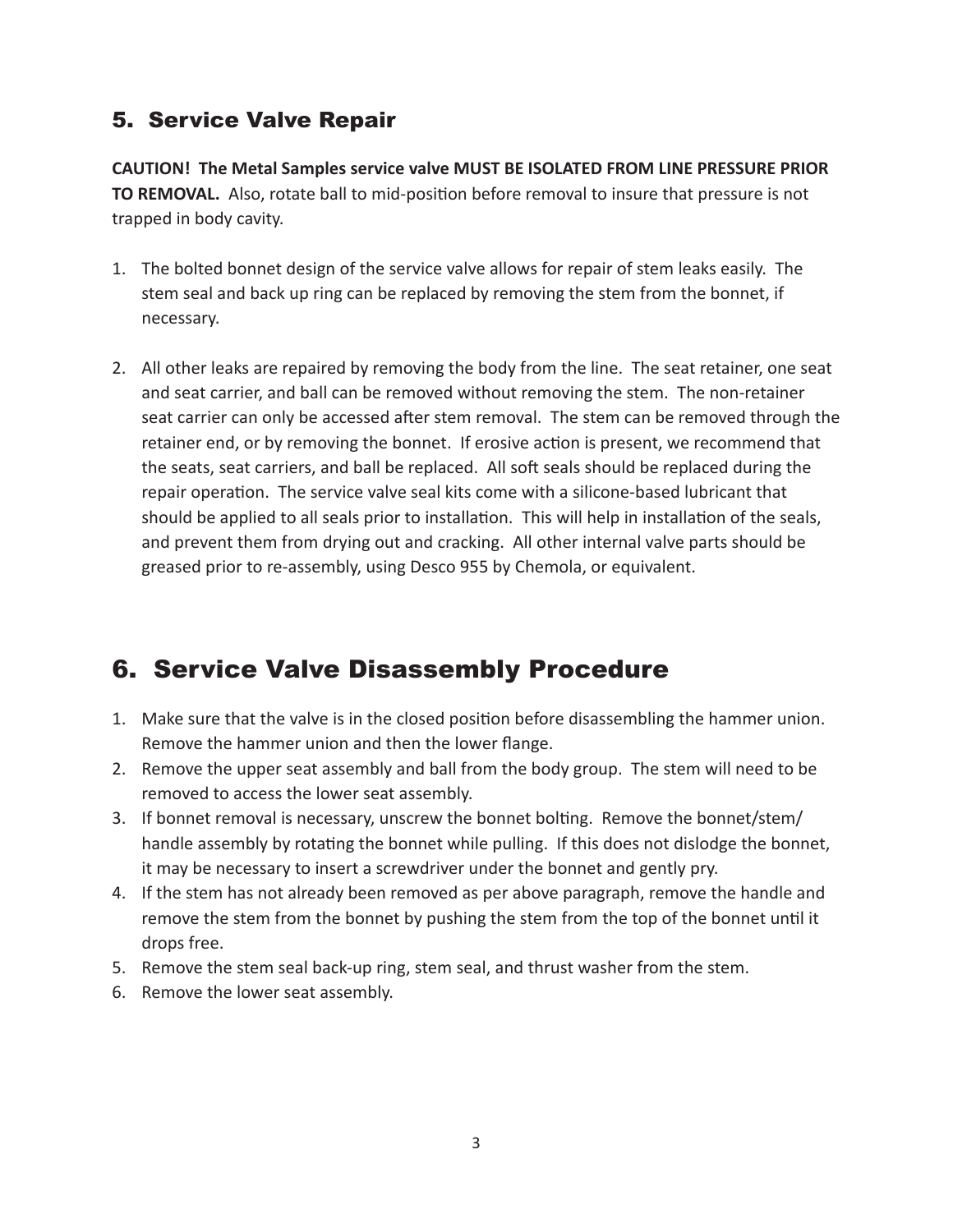## 5. Service Valve Repair

**CAUTION! The Metal Samples service valve MUST BE ISOLATED FROM LINE PRESSURE PRIOR TO REMOVAL.** Also, rotate ball to mid-position before removal to insure that pressure is not trapped in body cavity.

1. The bolted bonnet design of the service valve allows for repair of stem leaks easily. The stem seal and back up ring can be replaced by removing the stem from the bonnet, if necessary.

2. All other leaks are repaired by removing the body from the line. The seat retainer, one seat and seat carrier, and ball can be removed without removing the stem. The non-retainer seat carrier can only be accessed after stem removal. The stem can be removed through the retainer end, or by removing the bonnet. If erosive action is present, we recommend that the seats, seat carriers, and ball be replaced. All soft seals should be replaced during the repair operation. The service valve seal kits come with a silicone-based lubricant that should be applied to all seals prior to installation. This will help in installation of the seals, and prevent them from drying out and cracking. All other internal valve parts should be greased prior to re-assembly, using Desco 955 by Chemola, or equivalent.

## 6. Service Valve Disassembly Procedure

1. Make sure that the valve is in the closed position before disassembling the hammer union. Remove the hammer union and then the lower flange.
2. Remove the upper seat assembly and ball from the body group. The stem will need to be removed to access the lower seat assembly.
3. If bonnet removal is necessary, unscrew the bonnet bolting. Remove the bonnet/stem/handle assembly by rotating the bonnet while pulling. If this does not dislodge the bonnet, it may be necessary to insert a screwdriver under the bonnet and gently pry.
4. If the stem has not already been removed as per above paragraph, remove the handle and remove the stem from the bonnet by pushing the stem from the top of the bonnet until it drops free.
5. Remove the stem seal back-up ring, stem seal, and thrust washer from the stem.
6. Remove the lower seat assembly.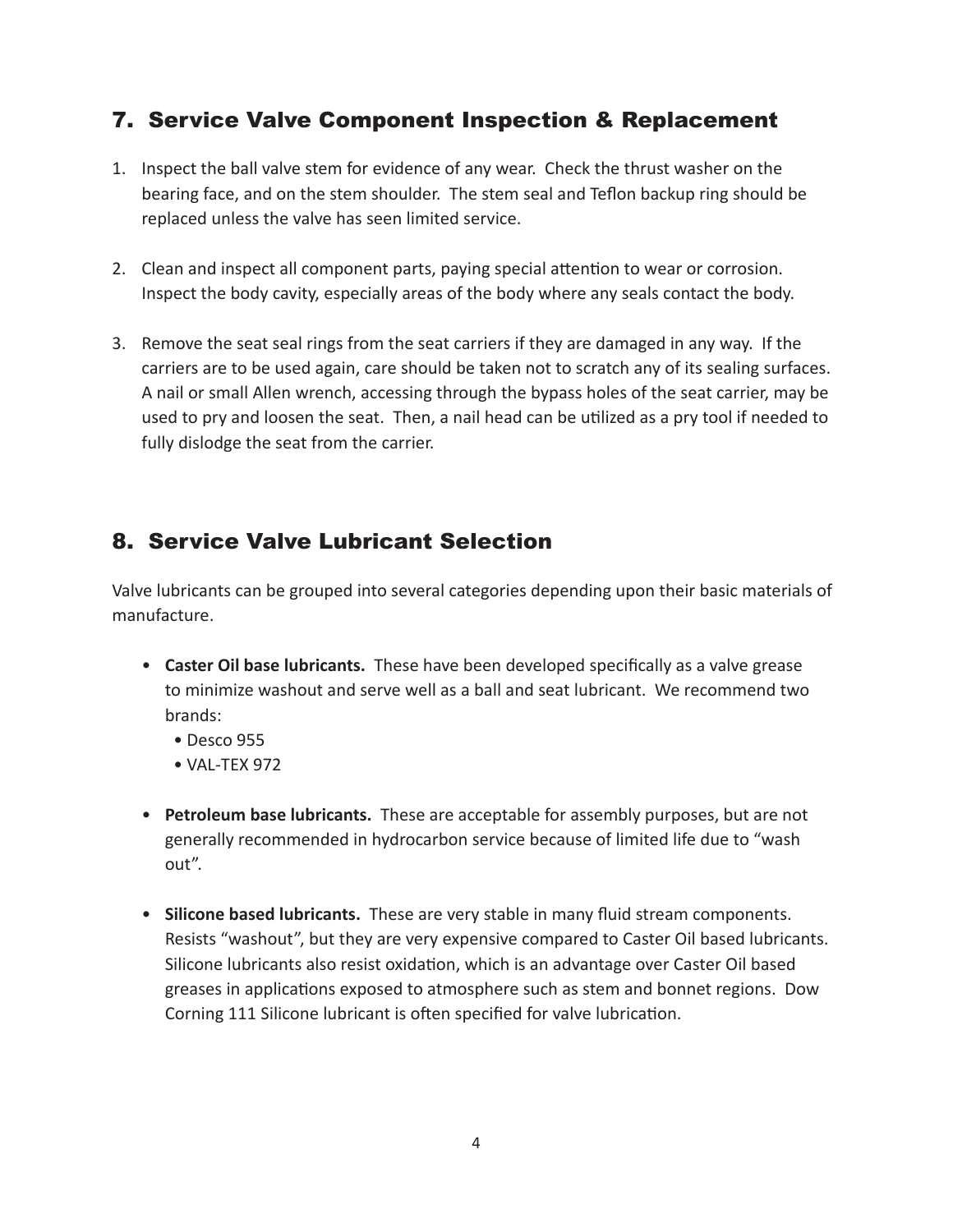## 7. Service Valve Component Inspection & Replacement

1. Inspect the ball valve stem for evidence of any wear. Check the thrust washer on the bearing face, and on the stem shoulder. The stem seal and Teflon backup ring should be replaced unless the valve has seen limited service.

2. Clean and inspect all component parts, paying special attention to wear or corrosion. Inspect the body cavity, especially areas of the body where any seals contact the body.

3. Remove the seat seal rings from the seat carriers if they are damaged in any way. If the carriers are to be used again, care should be taken not to scratch any of its sealing surfaces. A nail or small Allen wrench, accessing through the bypass holes of the seat carrier, may be used to pry and loosen the seat. Then, a nail head can be utilized as a pry tool if needed to fully dislodge the seat from the carrier.

## 8. Service Valve Lubricant Selection

Valve lubricants can be grouped into several categories depending upon their basic materials of manufacture.

- **Caster Oil base lubricants.** These have been developed specifically as a valve grease to minimize washout and serve well as a ball and seat lubricant. We recommend two brands:
  - Desco 955
  - VAL-TEX 972

- **Petroleum base lubricants.** These are acceptable for assembly purposes, but are not generally recommended in hydrocarbon service because of limited life due to "wash out".

- **Silicone based lubricants.** These are very stable in many fluid stream components. Resists "washout", but they are very expensive compared to Caster Oil based lubricants. Silicone lubricants also resist oxidation, which is an advantage over Caster Oil based greases in applications exposed to atmosphere such as stem and bonnet regions. Dow Corning 111 Silicone lubricant is often specified for valve lubrication.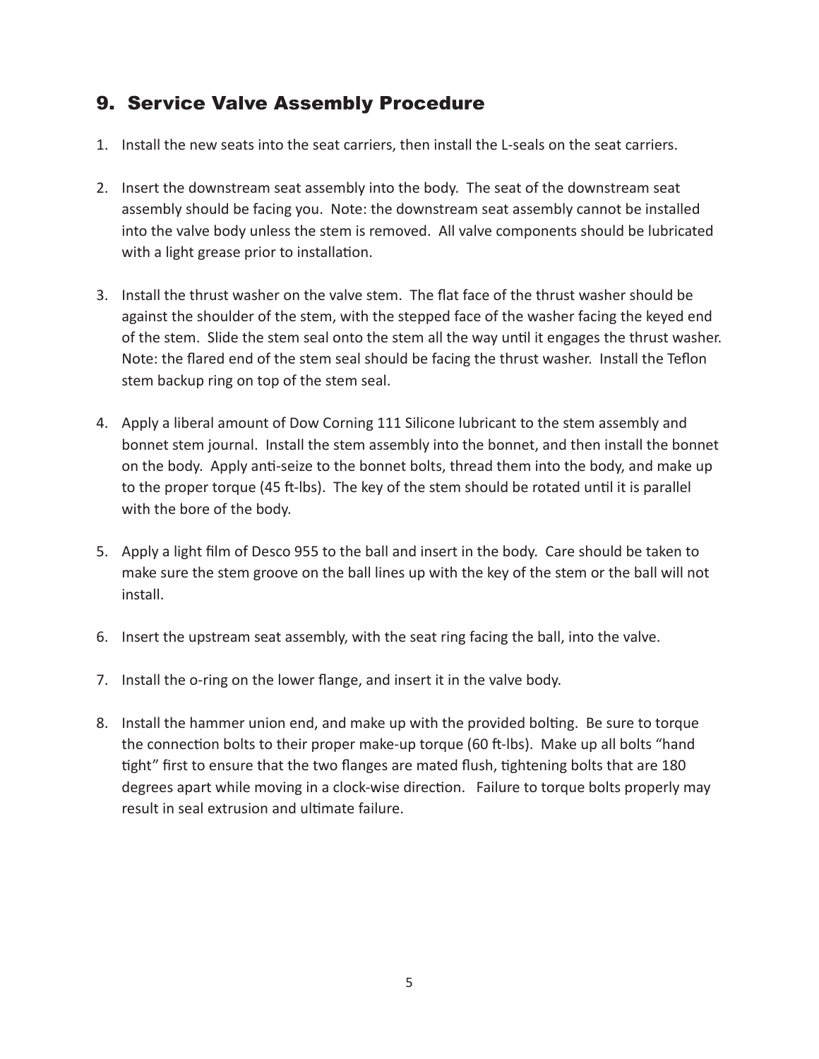## 9. Service Valve Assembly Procedure

1. Install the new seats into the seat carriers, then install the L-seals on the seat carriers.

2. Insert the downstream seat assembly into the body. The seat of the downstream seat assembly should be facing you. Note: the downstream seat assembly cannot be installed into the valve body unless the stem is removed. All valve components should be lubricated with a light grease prior to installation.

3. Install the thrust washer on the valve stem. The flat face of the thrust washer should be against the shoulder of the stem, with the stepped face of the washer facing the keyed end of the stem. Slide the stem seal onto the stem all the way until it engages the thrust washer. Note: the flared end of the stem seal should be facing the thrust washer. Install the Teflon stem backup ring on top of the stem seal.

4. Apply a liberal amount of Dow Corning 111 Silicone lubricant to the stem assembly and bonnet stem journal. Install the stem assembly into the bonnet, and then install the bonnet on the body. Apply anti-seize to the bonnet bolts, thread them into the body, and make up to the proper torque (45 ft-lbs). The key of the stem should be rotated until it is parallel with the bore of the body.

5. Apply a light film of Desco 955 to the ball and insert in the body. Care should be taken to make sure the stem groove on the ball lines up with the key of the stem or the ball will not install.

6. Insert the upstream seat assembly, with the seat ring facing the ball, into the valve.

7. Install the o-ring on the lower flange, and insert it in the valve body.

8. Install the hammer union end, and make up with the provided bolting. Be sure to torque the connection bolts to their proper make-up torque (60 ft-lbs). Make up all bolts "hand tight" first to ensure that the two flanges are mated flush, tightening bolts that are 180 degrees apart while moving in a clock-wise direction. Failure to torque bolts properly may result in seal extrusion and ultimate failure.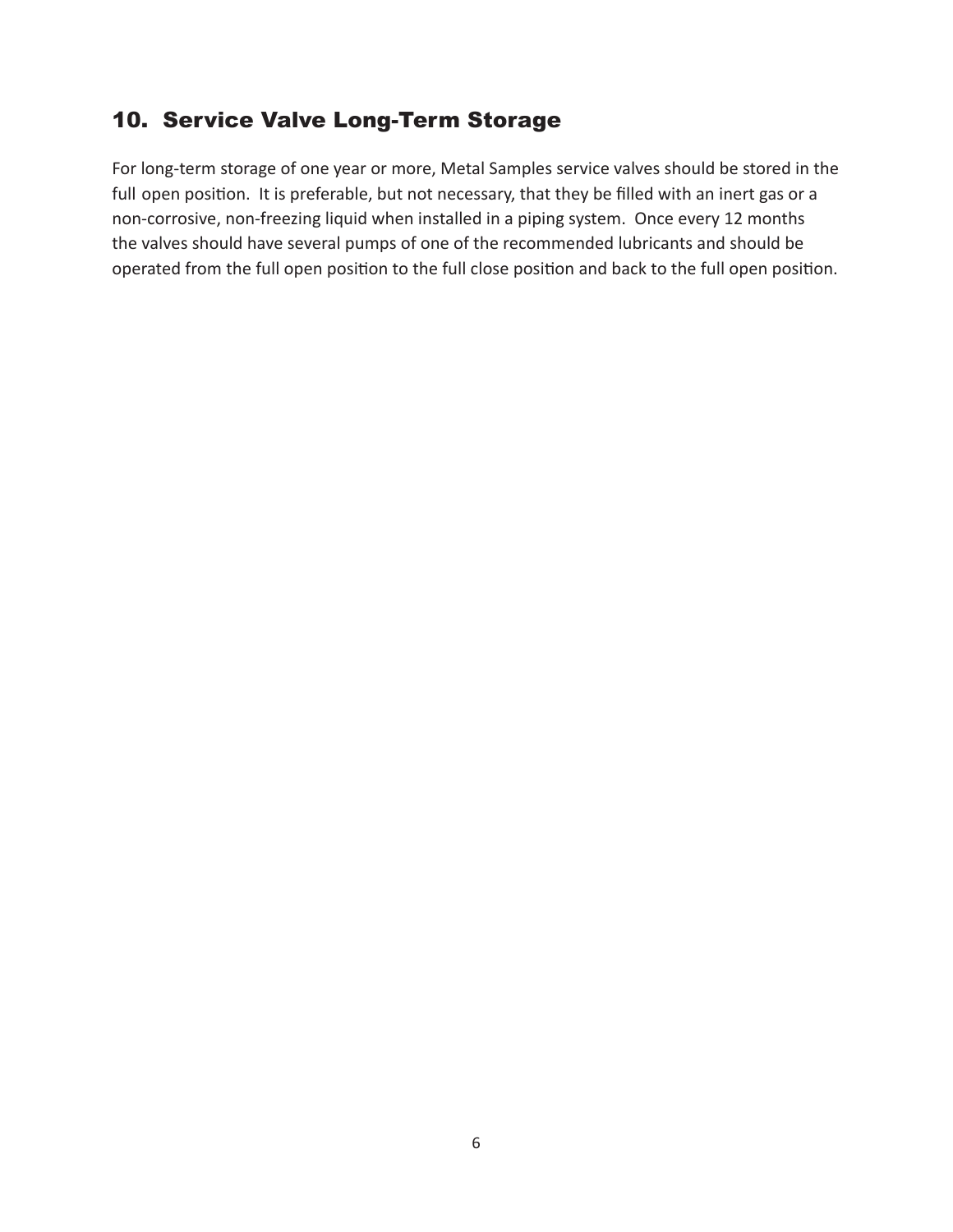## 10. Service Valve Long-Term Storage

For long-term storage of one year or more, Metal Samples service valves should be stored in the full open position. It is preferable, but not necessary, that they be filled with an inert gas or a non-corrosive, non-freezing liquid when installed in a piping system. Once every 12 months the valves should have several pumps of one of the recommended lubricants and should be operated from the full open position to the full close position and back to the full open position.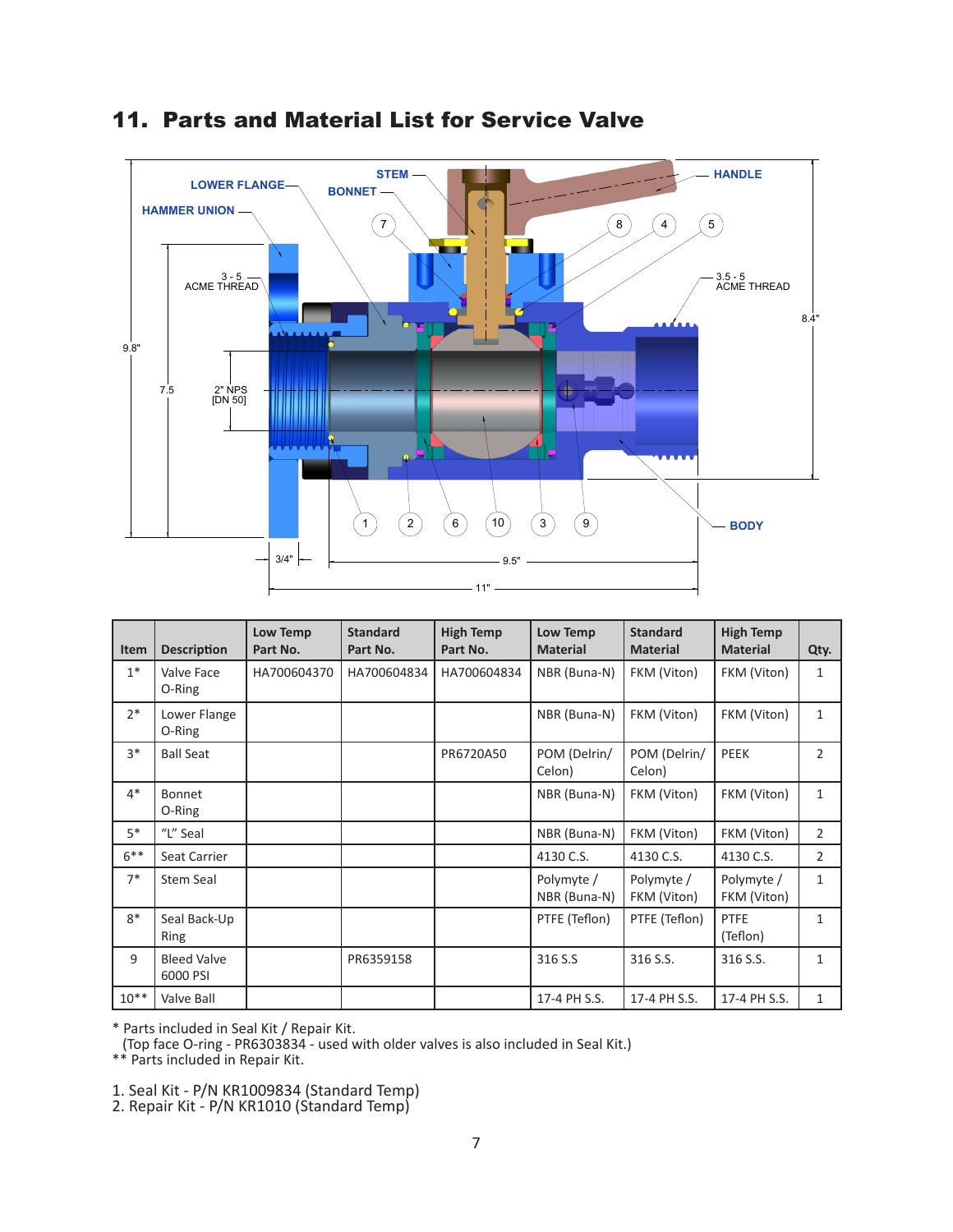## 11. Parts and Material List for Service Valve

LOWER FLANGE
HAMMER UNION
STEM
BONNET
HANDLE
3 - 5
ACME THREAD
3.5 - 5
ACME THREAD
9.8"
7.5
2" NPS
[DN 50]
8.4"
BODY
3/4"
9.5"
11"
7 8 4 5
1 2 6 10 3 9

| Item | Description | Low Temp Part No. | Standard Part No. | High Temp Part No. | Low Temp Material | Standard Material | High Temp Material | Qty. |
|---|---|---|---|---|---|---|---|---|
| 1* | Valve Face O-Ring | HA700604370 | HA700604834 | HA700604834 | NBR (Buna-N) | FKM (Viton) | FKM (Viton) | 1 |
| 2* | Lower Flange O-Ring | | | | NBR (Buna-N) | FKM (Viton) | FKM (Viton) | 1 |
| 3* | Ball Seat | | | PR6720A50 | POM (Delrin/ Celon) | POM (Delrin/ Celon) | PEEK | 2 |
| 4* | Bonnet O-Ring | | | | NBR (Buna-N) | FKM (Viton) | FKM (Viton) | 1 |
| 5* | "L" Seal | | | | NBR (Buna-N) | FKM (Viton) | FKM (Viton) | 2 |
| 6** | Seat Carrier | | | | 4130 C.S. | 4130 C.S. | 4130 C.S. | 2 |
| 7* | Stem Seal | | | | Polymyte / NBR (Buna-N) | Polymyte / FKM (Viton) | Polymyte / FKM (Viton) | 1 |
| 8* | Seal Back-Up Ring | | | | PTFE (Teflon) | PTFE (Teflon) | PTFE (Teflon) | 1 |
| 9 | Bleed Valve 6000 PSI | | PR6359158 | | 316 S.S | 316 S.S. | 316 S.S. | 1 |
| 10** | Valve Ball | | | | 17-4 PH S.S. | 17-4 PH S.S. | 17-4 PH S.S. | 1 |

\* Parts included in Seal Kit / Repair Kit.
(Top face O-ring - PR6303834 - used with older valves is also included in Seal Kit.)
\*\* Parts included in Repair Kit.

1. Seal Kit - P/N KR1009834 (Standard Temp)
2. Repair Kit - P/N KR1010 (Standard Temp)